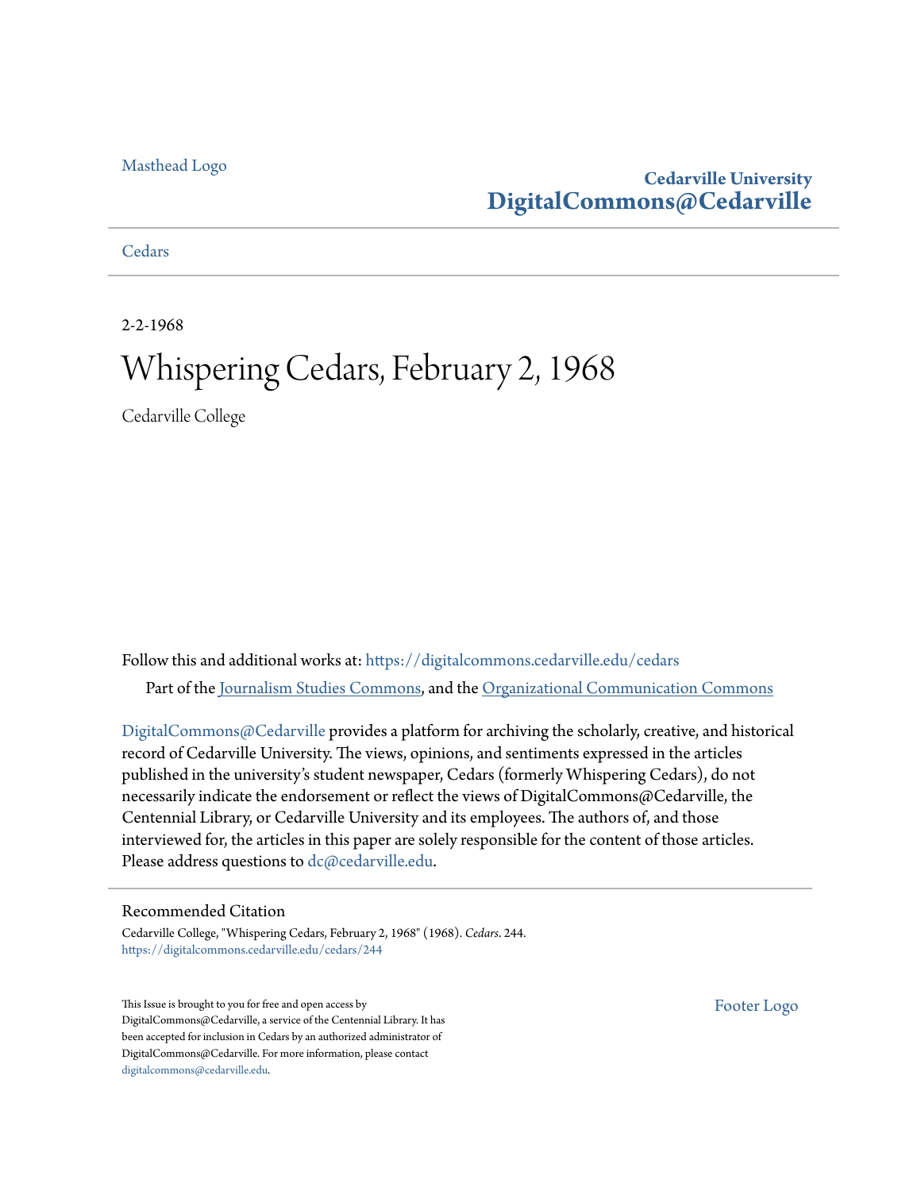Masthead Logo

**Cedarville University**
**DigitalCommons@Cedarville**

Cedars

2-2-1968

# Whispering Cedars, February 2, 1968

Cedarville College

Follow this and additional works at: https://digitalcommons.cedarville.edu/cedars

Part of the Journalism Studies Commons, and the Organizational Communication Commons

DigitalCommons@Cedarville provides a platform for archiving the scholarly, creative, and historical record of Cedarville University. The views, opinions, and sentiments expressed in the articles published in the university's student newspaper, Cedars (formerly Whispering Cedars), do not necessarily indicate the endorsement or reflect the views of DigitalCommons@Cedarville, the Centennial Library, or Cedarville University and its employees. The authors of, and those interviewed for, the articles in this paper are solely responsible for the content of those articles. Please address questions to dc@cedarville.edu.

## Recommended Citation

Cedarville College, "Whispering Cedars, February 2, 1968" (1968). *Cedars*. 244.
https://digitalcommons.cedarville.edu/cedars/244

This Issue is brought to you for free and open access by DigitalCommons@Cedarville, a service of the Centennial Library. It has been accepted for inclusion in Cedars by an authorized administrator of DigitalCommons@Cedarville. For more information, please contact digitalcommons@cedarville.edu.

Footer Logo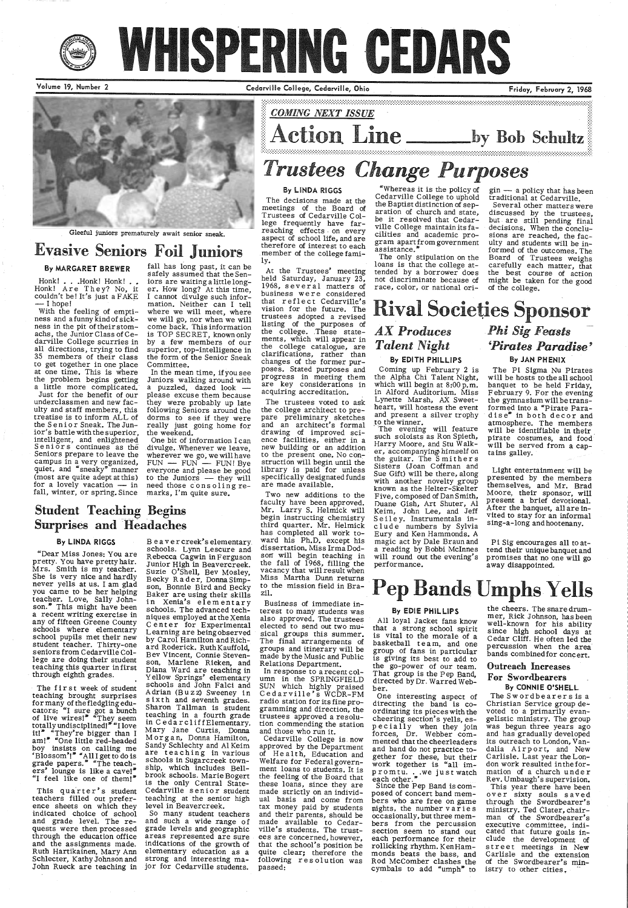# WHISPERING CEDARS

Volume 19, Number 2 — Cedarville College, Cedarville, Ohio — Friday, February 2, 1968

Gleeful juniors prematurely await senior sneak.

## Evasive Seniors Foil Juniors

**By MARGARET BREWER**

Honk! . . .Honk! Honk! . . Honk! Are They? No, it couldn't be! It's just a FAKE — I hope!

With the feeling of emptiness and a funny kind of sickness in the pit of their stomachs, the Junior Class of Cedarville College scurries in all directions, trying to find 35 members of their class to get together in one place at one time. This is where the problem begins getting a little more complicated.

Just for the benefit of our underclassmen and new faculty and staff members, this treatise is to inform ALL of the Senior Sneak. The Junior's battle with the superior, intelligent, and enlightened Seniors continues as the Seniors prepare to leave the campus in a very organized, quiet, and "sneaky" manner (most are quite adept at this) for a lovely vacation — in fall, winter, or spring. Since fall has long past, it can be safely assumed that the Seniors are waiting a little longer. How long? At this time, I cannot divulge such information. Neither can I tell where we will meet, where we will go, nor when we will come back. This information is TOP SECRET, known only by a few members of our superior, top-intelligence in the form of the Senior Sneak Committee.

In the mean time, if you see Juniors walking around with a puzzled, dazed look — please excuse them because they were probably up late following Seniors around the dorms to see if they were really just going home for the weekend.

One bit of information I can divulge. Whenever we leave, wherever we go, we will have FUN — FUN — FUN! Bye everyone and please be good to the Juniors — they will need those consoling remarks, I'm quite sure.

## Student Teaching Begins Surprises and Headaches

**By LINDA RIGGS**

"Dear Miss Jones: You are pretty. You have pretty hair. Mrs. Smith is my teacher. She is very nice and hardly never yells at us. I am glad you came to be her helping teacher. Love, Sally Johnson." This might have been a recent writing exercise in any of fifteen Greene County schools where elementary school pupils met their new student teacher. Thirty-one seniors from Cedarville College are doing their student teaching this quarter in first through eighth grades.

The first week of student teaching brought surprises for many of the fledgling educators: "I sure got a bunch of live wires!" "They seem totally undisciplined!" "I love it!" "They're bigger than I am!" "One little red-headed boy insists on calling me 'Blossom'!" "All I get to do is grade papers." "The teachers' lounge is like a cave!" "I feel like one of them!"

This quarter's student teachers filled out preference sheets on which they indicated choice of school and grade level. The requests were then processed through the education office and the assignments made. Ruth Hartikainen, Mary Ann Schlecter, Kathy Johnson and John Rueck are teaching in Beavercreek's elementary schools. Lynn Lescure and Rebecca Cagwin in Ferguson Junior High in Beavercreek. Suzie O'Shell, Bev Mosley, Becky Rader, Donna Simpson, Bonnie Bird and Becky Baker are using their skills in Xenia's elementary schools. The advanced techniques employed at the Xenia Center for Experimental Learning are being observed by Carol Hamilton and Richard Roderick. Ruth Kauffold, Bev Vincent, Connie Stevenson, Marlene Rieken, and Diana Ward are teaching in Yellow Springs' elementary schools and John Falci and Adrian (Buzz) Sweeney in sixth and seventh grades. Sharon Tallman is student teaching in a fourth grade in Cedarcliff Elementary. Mary Jane Curtis, Donna Morgan, Donna Hamilton, Sandy Schlechty and Al Keim are teaching in various schools in Sugarcreek township, which includes Bellbrook schools. Marie Bogert is the only Central State-Cedarville senior student teaching at the senior high level in Beavercreek.

So many student teachers and such a wide range of grade levels and geographic areas represented are sure indications of the growth of elementary education as a strong and interesting major for Cedarville students.

*COMING NEXT ISSUE*

# Action Line ——— by Bob Schultz

# *Trustees Change Purposes*

**By LINDA RIGGS**

The decisions made at the meetings of the Board of Trustees of Cedarville College frequently have far-reaching effects on every aspect of school life, and are therefore of interest to each member of the college family.

At the Trustees' meeting held Saturday, January 23, 1968, several matters of business were considered that reflect Cedarville's vision for the future. The trustees adopted a revised listing of the purposes of the college. These statements, which will appear in the college catalogue, are clarifications, rather than changes of the former purposes. Stated purposes and progress in meeting them are key considerations in acquiring accreditation.

The trustees voted to ask the college architect to prepare preliminary sketches and an architect's formal drawing of improved science facilities, either in a new building or an addition to the present one. No construction will begin until the library is paid for unless specifically designated funds are made available.

Two new additions to the faculty have been approved. Mr. Larry S. Helmick will begin instructing chemistry third quarter. Mr. Helmick has completed all work toward his Ph.D. except his dissertation. Miss Irma Dodson will begin teaching in the fall of 1968, filling the vacancy that will result when Miss Martha Dunn returns to the mission field in Brazil.

Business of immediate interest to many students was also approved. The trustees elected to send out two musical groups this summer. The final arrangements of groups and itinerary will be made by the Music and Public Relations Department.

In response to a recent column in the SPRINGFIELD SUN which highly praised Cedarville's WCDR-FM radio station for its fine programming and direction, the trustees approved a resolution commending the station and those who run it.

Cedarville College is now approved by the Department of Health, Education and Welfare for Federal government loans to students. It is the feeling of the Board that these loans, since they are made strictly on an individual basis and come from tax money paid by students and their parents, should be made available to Cedarville's students. The trustees are concerned, however, that the school's position be quite clear; therefore the following resolution was passed:

"Whereas it is the policy of Cedarville College to uphold the Baptist distinction of separation of church and state, be it resolved that Cedarville College maintain its facilities and academic program apart from government assistance."

The only stipulation on the loans is that the college attended by a borrower does not discriminate because of race, color, or national origin — a policy that has been traditional at Cedarville.

Several other matters were discussed by the trustees, but are still pending final decisions. When the conclusions are reached, the faculty and students will be informed of the outcomes. The Board of Trustees weighs carefully each matter, that the best course of action might be taken for the good of the college.

# Rival Societies Sponsor

## *AX Produces Talent Night*

**By EDITH PHILLIPS**

Coming up February 2 is the Alpha Chi Talent Night, which will begin at 8:00 p.m. in Alford Auditorium. Miss Lynette Marsh, AX Sweetheart, will hostess the event and present a silver trophy to the winner.

The evening will feature such soloists as Ron Spieth, Harry Moore, and Stu Walker, accompanying himself on the guitar. The Smithers Sisters (Joan Coffman and Sue Gift) will be there, along with another novelty group known as the Helter-Skelter Five, composed of Dan Smith, Duane Gish, Art Shuter, Al Keim, John Lee, and Jeff Seiley. Instrumentals include numbers by Sylvia Eury and Ken Hammonds. A magic act by Dale Braun and a reading by Bobbi McInnes will round out the evening's performance.

## *Phi Sig Feasts 'Pirates Paradise'*

**By JAN PHENIX**

The Pi Sigma Nu Pirates will be hosts to the all school banquet to be held Friday, February 9. For the evening the gymnasium will be transformed into a "Pirate Paradise" in both decor and atmosphere. The members will be identifiable in their pirate costumes, and food will be served from a captains galley.

Light entertainment will be presented by the members themselves, and Mr. Brad Moore, their sponsor, will present a brief devotional. After the banquet, all are invited to stay for an informal sing-a-long and hootenany.

Pi Sig encourages all to attend their unique banquet and promises that no one will go away disappointed.

# Pep Bands Umphs Yells

**By EDIE PHILLIPS**

All loyal Jacket fans know that a strong school spirit is vital to the morale of a basketball team, and one group of fans in particular is giving its best to add to the go-power of our team. That group is the Pep Band, directed by Dr. Warred Webber.

One interesting aspect of directing the band is coordinating its pieces with the cheering section's yells, especially when they join forces. Dr. Webber commented that the cheerleaders and band do not practice together for these, but their work together is "all impromtu. . .we just watch each other."

Since the Pep Band is composed of concert band members who are free on game nights, the number varies occasionally, but three members from the percussion section seem to stand out each performance for their rollicking rhythm. Ken Hammonds beats the bass, and Rod McComber clashes the cymbals to add "umph" to the cheers. The snare drummer, Rick Johnson, has been well-known for his ability since high school days at Cedar Cliff. He often led the percussion when the area bands combined for concert.

## Outreach Increases For Swordbearers

**By CONNIE O'SHELL**

The Swordbearers is a Christian Service group devoted to a primarily evangelistic ministry. The group was begun three years ago and has gradually developed its outreach to London, Vandalia Airport, and New Carlisle. Last year the London work resulted in the formation of a church under Rev. Umbaugh's supervision.

This year there have been over sixty souls saved through the Swordbearer's ministry. Ted Clater, chairman of the Swordbearer's executive committee, indicated that future goals include the development of street meetings in New Carlisle and the extension of the Swordbearer's ministry to other cities.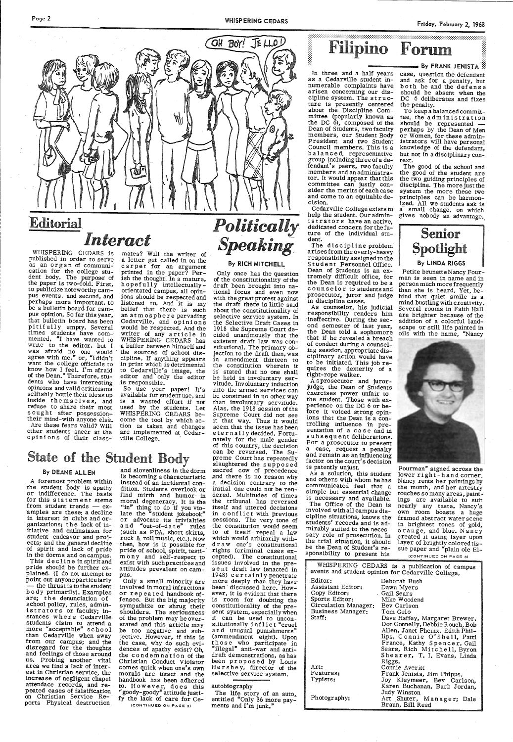# Editorial

## Interact

WHISPERING CEDARS is published in order to serve as an organ of communication for the college student body. The purpose of the paper is two-fold. First, to publicize noteworthy campus events, and second, and perhaps more important, to be a bulletin board for campus opinion. So far this year, that bulletin board has been pitifully empty. Several times students have commented, "I have wanted to write to the editor, but I was afraid no one would agree with me," or, "I didn't want the college officials to know how I feel. I'm afraid of the Dean." Therefore, students who have interesting opinions and valid criticisms selfishly bottle their ideas up inside themselves, and refuse to share their most sought after possession—their mind—with anyone else.

Are these fears valid? Will other students sneer at the opinions of their classmates? Will the writer of a letter get called in on the carpet for an argument printed in the paper? Perish the thought! In a mature, hopefully intellectually-orientated campus, all opinions should be respected and listened to. And it is my belief that there is such an atmosphere pervading Cedarville, and opinions would be respected. And the writer of any article in WHISPERING CEDARS has a buffer between himself and the sources of school discipline. If anything appears in print which is detrimental to Cedarville's image, the editor and only the editor is responsible.

So use your paper! It's available for student use, and is a wasted effort if not used by the students. Let WHISPERING CEDARS become the tool by which action is taken and changes are implemented at Cedarville College.

# State of the Student Body

### By DEANE ALLEN

A foremost problem within the student body is apathy or indifference. The basis for this statement stems from student trends — examples are these: a decline in interest in clubs and organizations; the lack of initiative and enthusiasm for student endeavor and projects; and the general decline of spirit and lack of pride in the dorms and on campus.

This decline in spirit and pride should be further explained. (I do not attempt to point out anyone particularly — the thrust is to the student body primarily). Examples are; the denunciation of school policy, rules, administrators or faculty; instances where Cedarville students claim to attend a more "acceptable" school than Cedarville when away from our campus; and the disregard for the thoughts and feelings of those around us. Probing another vital area we find a lack of interest in Christian service, the increase of negligent chapel attendance records, and repeated cases of falsification on Christian Service Reports Physical destruction and slovenliness in the dorm is becoming a characteristic instead of an incidental condition. Students overlook or find mirth and humor in moral degeneracy. It is the "in" thing to do if you violate the "student jokebook" or advocate its trivialities and "out-of-date" rules (such as PDA, short skirts, rock & roll music, etc.). Now then, how is it possible for pride of school, spirit, testimony and self-respect to exist with such practices and attitudes prevalent on campus.

Only a small minority are involved in moral infractions or repeated handbook offenses. But the big majority sympathize or shrug their shoulders. The seriousness of the problem may be overstated and this article may be too negative and subjective. However, if this is the case, why do such evidences of apathy exist? Oh, the condemnation of the Christian Conduct Violator comes quick when one's own morals are intact and the handbook has been adhered to. However, does this "goody-goody" attitude justify the lack of care for Ce-

(CONTINUED ON PAGE 3)

# Politically Speaking

### By RICH MITCHELL

Only once has the question of the constitutionality of the draft been brought into national focus and even now with the great protest against the draft there is little said about the constitutionality of selective service system. In the Selective Draft Cases in 1918 the Supreme Court decided unanimously that the existent draft law was constitutional. The primary objection to the draft then, was in amendment thirteen to the constitution wherein it is stated that no one shall be held in involuntary servitude. Involuntary induction into the armed services can be construed in no other way than involuntary servitude. Alas, the 1918 session of the Supreme Court did not see it that way. Thus it would seem that the issue has been eternally decided. Fortunately for the male gender of this country, the decision can be reversed. The Supreme Court has repeatedly slaughtered the supposed sacred cow of precedence and there is no reason why a decision contrary to the initial one could not be rendered. Multitudes of times the tribunal has reversed itself and uttered decisions in conflict with previous sessions. The very tone of the constitution would seem to of itself repeal a law which would arbitarily withdraw one's constitutional rights (criminal cases excepted). The constitutional issues involved in the present draft law (enacted in 1948) certainly penetrate more deeply than they have been discussed here. However, it is evident that there is room for doubting the constitutionality of the present system, especially when it can be used to unconstitutionally inflict "cruel and unusual punishments" (ammendment eight). Upon those who participate in "illegal" anti-war and anti-draft demonstrations, as has been proposed by Louis Hershey, director of the selective service system.

autobiography

The life story of an auto, entitled "Only 36 more payments and I'm junk."

# Filipino Forum

### By FRANK JENISTA

In three and a half years as a Cedarville student innumerable complaints have arisen concerning our discipline system. The structure is presently centered about the Discipline Committee (popularly known as the DC 6), composed of the Dean of Students, two faculty members, our Student Body President and two Student Council members. This is a balanced, representative group including three of a defendant's peers, two faculty members and an administrator. It would appear that this committee can justly consider the merits of each case and come to an equitable decision.

Cedarville College exists to help the student. Our administrators have an active, dedicated concern for the future of the individual student.

The discipline problem arises from the overly-heavy responsibility assigned to the Student Personnel Office. Dean of Students is an extremely difficult office, for the Dean is required to be a counselor to students and prosecutor, juror and judge in discipline cases.

As counselor, his judicial responsibility renders him ineffective. During the second semester of last year, the Dean told a sophomore that if he revealed a breach of conduct during a counseling session, appropriate disciplinary action would have to be initiated. This job requires the dexterity of a tight-rope walker.

As prosecutor and juror-judge, the Dean of Students exercises power unfair to the student. Those with experience on the DC 6 or before it voiced strong opinions that the Dean is a controlling influence in presentation of a case and in subsequent deliberations. For a prosecutor to present a case, request a penalty and remain as an influencing factor on the court's decision is patently unjust.

As a solution, this student and others with whom he has communicated feel that a simple but essential change is necessary and available.

The Office of the Dean is involved with all campus discipline situations, knows the students' records and is admirably suited to the necessary role of prosecution. In the trial situation, it should be the Dean of Student's responsibility to present his case, question the defendant and ask for a penalty, but both he and the defense should be absent when the DC 6 deliberates and fixes the penalty.

To keep a balanced committee, the administration should be represented — perhaps by the Dean of Men or Women, for these administrators will have personal knowledge of the defendant, but not in a disciplinary context.

The good of the school and the good of the student are the two guiding principles of discipline. The more just the system the more these two principles can be harmonized. All we students ask is a small change, on which gives nobody an advantage.

# Senior Spotlight

### By LINDA RIGGS

Petite brunette Nancy Fourman is seen in name and in person much more frequently than she is heard. Yet, behind that quiet smile is a mind bustling with creativity. Several rooms in Faith Hall are brighter because of the addition of a colorful landscape or still life painted in oils with the name, "Nancy Fourman" signed across the lower right-hand corner. Nancy rents her paintings by the month, and her artestry touches so many areas, paintings are available to suit nearly any taste. Nancy's own room boasts a huge framed abstract water scene in brightest tones of gold, orange, and blue. Nancy created it using layer upon layer of brightly colored tissue paper and "plain ole El-

(CONTINUED ON PAGE 3)

---

WHISPERING CEDARS is a publication of campus events and student opinion for Cedarville College.

| | |
|---|---|
| Editor: | Deborah Bush |
| Assistant Editor: | Dawn Myers |
| Copy Editor: | Gail Sears |
| Sports Editor: | Mike Woodend |
| Circulation Manager: | Bev Carlson |
| Business Manager: | Tom Gelo |
| Staff: | Dave Haffey, Margaret Brewer, Don Connelly, Debbie Rouch, Bob Allen, Janet Phenix, Edith Phillips, Connie O'Shell, Patti France, Kathy Spencer, Gail Sears, Rich Mitchell, Byron Shearer, T. I. Evans, Linda Riggs. |
| Art: | Connie Averitt |
| Features: | Frank Jenista, Jim Phipps. |
| Typists: | Joy Kleymeer, Bev Carlson, Karen Buchanan, Barb Jordan, Judy Winston |
| Photography: | Art Shuter, Manager; Dale Braun, Bill Reed |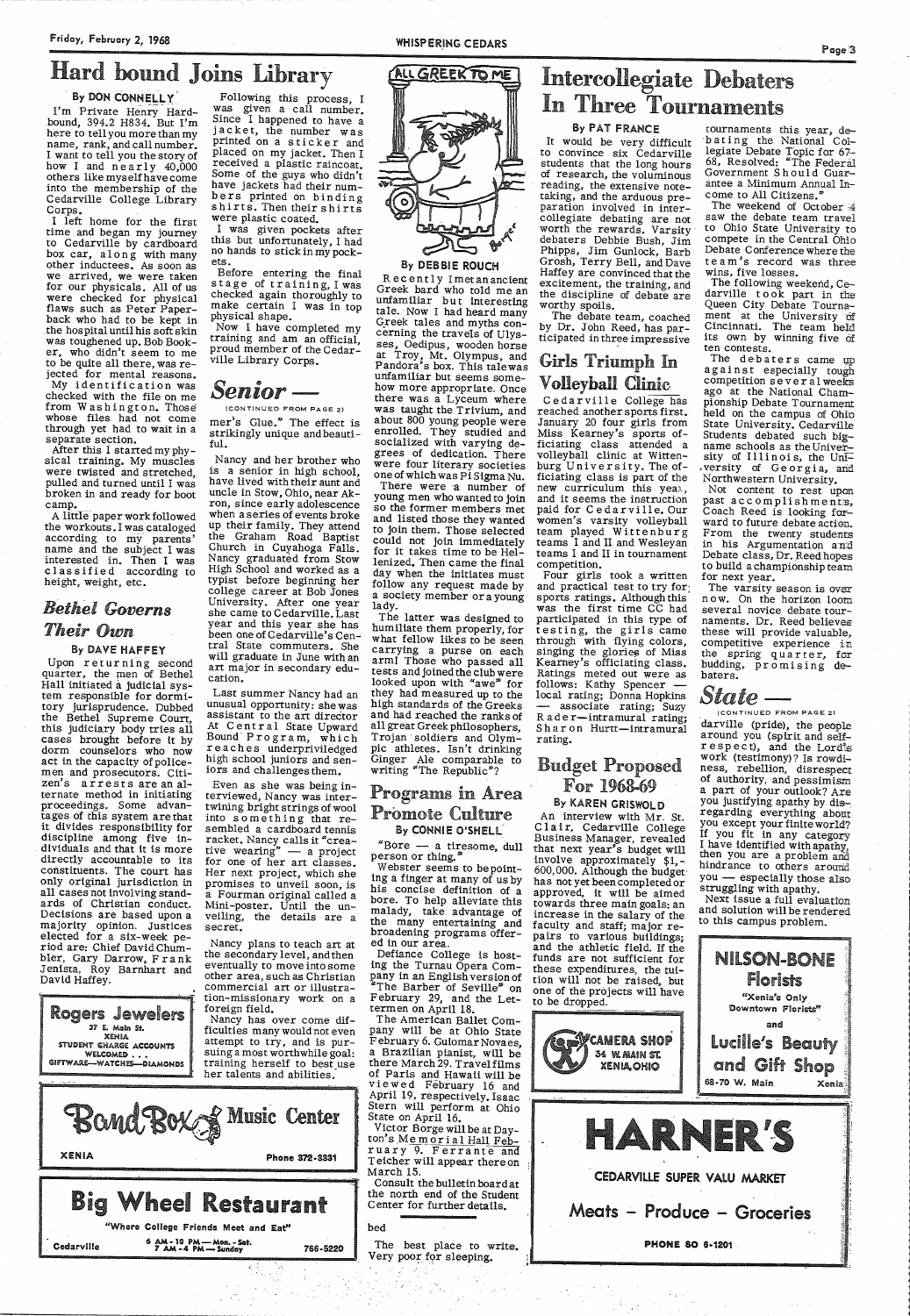# Hard bound Joins Library

By DON CONNELLY

I'm Private Henry Hardbound, 394.2 H834. But I'm here to tell you more than my name, rank, and call number. I want to tell you the story of how I and nearly 40,000 others like myself have come into the membership of the Cedarville College Library Corps.

I left home for the first time and began my journey to Cedarville by cardboard box car, along with many other inductees. As soon as we arrived, we were taken for our physicals. All of us were checked for physical flaws such as Peter Paperback who had to be kept in the hospital until his soft skin was toughened up. Bob Booker, who didn't seem to me to be quite all there, was rejected for mental reasons.

My identification was checked with the file on me from Washington. Those whose files had not come through yet had to wait in a separate section.

After this I started my physical training. My muscles were twisted and stretched, pulled and turned until I was broken in and ready for boot camp.

A little paper work followed the workouts. I was cataloged according to my parents' name and the subject I was interested in. Then I was classified according to height, weight, etc.

Following this process, I was given a call number. Since I happened to have a jacket, the number was printed on a sticker and placed on my jacket. Then I received a plastic raincoat. Some of the guys who didn't have jackets had their numbers printed on binding shirts. Then their shirts were plastic coated.

I was given pockets after this but unfortunately, I had no hands to stick in my pockets.

Before entering the final stage of training, I was checked again thoroughly to make certain I was in top physical shape.

Now I have completed my training and am an official, proud member of the Cedarville Library Corps.

## Bethel Governs Their Own

By DAVE HAFFEY

Upon returning second quarter, the men of Bethel Hall initiated a judicial system responsible for dormitory jurisprudence. Dubbed the Bethel Supreme Court, this judiciary body tries all cases brought before it by dorm counselors who now act in the capacity of policemen and prosecutors. Citizen's arrests are an alternate method in initiating proceedings. Some advantages of this system are that it divides responsibility for discipline among five individuals and that it is more directly accountable to its constituents. The court has only original jurisdiction in all cases not involving standards of Christian conduct. Decisions are based upon a majority opinion. Justices elected for a six-week period are: Chief David Chumbler, Gary Darrow, Frank Jenista, Roy Barnhart and David Haffey.

## Senior —

(CONTINUED FROM PAGE 2)

mer's Glue." The effect is strikingly unique and beautiful.

Nancy and her brother who is a senior in high school, have lived with their aunt and uncle in Stow, Ohio, near Akron, since early adolescence when a series of events broke up their family. They attend the Graham Road Baptist Church in Cuyahoga Falls. Nancy graduated from Stow High School and worked as a typist before beginning her college career at Bob Jones University. After one year she came to Cedarville. Last year and this year she has been one of Cedarville's Central State commuters. She will graduate in June with an art major in secondary education.

Last summer Nancy had an unusual opportunity: she was assistant to the art director at Central State Upward Bound Program, which reaches underpriviledged high school juniors and seniors and challenges them.

Even as she was being interviewed, Nancy was intertwining bright strings of wool into something that resembled a cardboard tennis racket. Nancy calls it "creative wearing" — a project for one of her art classes. Her next project, which she promises to unveil soon, is a Fourman original called a Mini-poster. Until the unveiling, the details are a secret.

Nancy plans to teach art at the secondary level, and then eventually to move into some other area, such as Christian commercial art or illustration-missionary work on a foreign field.

Nancy has over come difficulties many would not even attempt to try, and is pursuing a most worthwhile goal: training herself to best use her talents and abilities.

**Rogers Jewelers**
37 E. Main St.
XENIA
STUDENT CHARGE ACCOUNTS WELCOMED . . .
GIFTWARE—WATCHES—DIAMONDS

**Band Box Music Center**
XENIA
Phone 372-3331

**Big Wheel Restaurant**
"Where College Friends Meet and Eat"
Cedarville
6 AM - 10 PM — Mon. - Sat.
7 AM - 4 PM — Sunday
766-5220

ALL GREEK TO ME

By DEBBIE ROUCH

Recently I met an ancient Greek bard who told me an unfamiliar but interesting tale. Now I had heard many Greek tales and myths concerning the travels of Ulysses, Oedipus, wooden horse at Troy, Mt. Olympus, and Pandora's box. This tale was unfamiliar but seems somehow more appropriate. Once there was a Lyceum where was taught the Trivium, and about 800 young people were enrolled. They studied and socialized with varying degrees of dedication. There were four literary societies one of which was Pi Sigma Nu.

There were a number of young men who wanted to join so the former members met and listed those they wanted to join them. Those selected could not join immediately for it takes time to be Hellenized. Then came the final day when the initiates must follow any request made by a society member or a young lady.

The latter was designed to humiliate them properly, for what fellow likes to be seen carrying a purse on each arm! Those who passed all tests and joined the club were looked upon with "awe" for they had measured up to the high standards of the Greeks and had reached the ranks of all great Greek philosophers, Trojan soldiers and Olympic athletes. Isn't drinking Ginger Ale comparable to writing "The Republic"?

## Programs in Area Promote Culture

By CONNIE O'SHELL

"Bore — a tiresome, dull person or thing."

Webster seems to be pointing a finger at many of us by his concise definition of a bore. To help alleviate this malady, take advantage of the many entertaining and broadening programs offered in our area.

Defiance College is hosting the Turnau Opera Company in an English version of "The Barber of Seville" on February 29, and the Lettermen on April 18.

The American Ballet Company will be at Ohio State February 6. Guiomar Novaes, a Brazilian pianist, will be there March 29. Travel films of Paris and Hawaii will be viewed February 16 and April 19, respectively. Isaac Stern will perform at Ohio State on April 16.

Victor Borge will be at Dayton's Memorial Hall February 9. Ferrante and Teicher will appear there on March 15.

Consult the bulletin board at the north end of the Student Center for further details.

bed

The best place to write. Very poor for sleeping.

# Intercollegiate Debaters In Three Tournaments

By PAT FRANCE

It would be very difficult to convince six Cedarville students that the long hours of research, the voluminous reading, the extensive note-taking, and the arduous preparation involved in intercollegiate debating are not worth the rewards. Varsity debaters Debbie Bush, Jim Phipps, Jim Gunlock, Barb Grosh, Terry Bell, and Dave Haffey are convinced that the excitement, the training, and the discipline of debate are worthy spoils.

The debate team, coached by Dr. John Reed, has participated in three impressive tournaments this year, debating the National Collegiate Debate Topic for 67-68, Resolved: "The Federal Government Should Guarantee a Minimum Annual Income to All Citizens."

The weekend of October 4 saw the debate team travel to Ohio State University to compete in the Central Ohio Debate Conference where the team's record was three wins, five losses.

The following weekend, Cedarville took part in the Queen City Debate Tournament at the University of Cincinnati. The team held its own by winning five of ten contests.

The debaters came up against especially tough competition several weeks ago at the National Championship Debate Tournament held on the campus of Ohio State University. Cedarville Students debated such big-name schools as the University of Illinois, the University of Georgia, and Northwestern University.

Not content to rest upon past accomplishments, Coach Reed is looking forward to future debate action. From the twenty students in his Argumentation and Debate class, Dr. Reed hopes to build a championship team for next year.

The varsity season is over now. On the horizon loom several novice debate tournaments. Dr. Reed believes these will provide valuable, competitive experience in the spring quarter, for budding, promising debaters.

## Girls Triumph In Volleyball Clinic

Cedarville College has reached another sports first. January 20 four girls from Miss Kearney's sports officiating class attended a volleyball clinic at Wittenburg University. The officiating class is part of the new curriculum this year, and it seems the instruction paid for Cedarville. Our women's varsity volleyball team played Wittenburg teams I and II and Wesleyan teams I and II in tournament competition.

Four girls took a written and practical test to try for sports ratings. Although this was the first time CC had participated in this type of testing, the girls came through with flying colors, singing the glories of Miss Kearney's officiating class. Ratings meted out were as follows: Kathy Spencer — local rating; Donna Hopkins — associate rating; Suzy Rader—intramural rating; Sharon Hurtt—intramural rating.

## Budget Proposed For 1968-69

By KAREN GRISWOLD

An interview with Mr. St. Clair, Cedarville College Business Manager, revealed that next year's budget will involve approximately $1,600,000. Although the budget has not yet been completed or approved, it will be aimed towards three main goals: an increase in the salary of the faculty and staff; major repairs to various buildings; and the athletic field. If the funds are not sufficient for these expenditures, the tuition will not be raised, but one of the projects will have to be dropped.

## State —

(CONTINUED FROM PAGE 2)

darville (pride), the people around you (spirit and self-respect), and the Lord's work (testimony)? Is rowdiness, rebellion, disrespect of authority, and pessimism a part of your outlook? Are you justifying apathy by disregarding everything about you except your finite world? If you fit in any category I have identified with apathy, then you are a problem and hindrance to others around you — especially those also struggling with apathy.

Next issue a full evaluation and solution will be rendered to this campus problem.

**NILSON-BONE Florists**
"Xenia's Only Downtown Florists"
and
**Lucille's Beauty and Gift Shop**
68-70 W. Main Xenia

**CAMERA SHOP**
34 W. MAIN ST.
XENIA, OHIO

**HARNER'S**
CEDARVILLE SUPER VALU MARKET
Meats - Produce - Groceries
PHONE SO 6-1201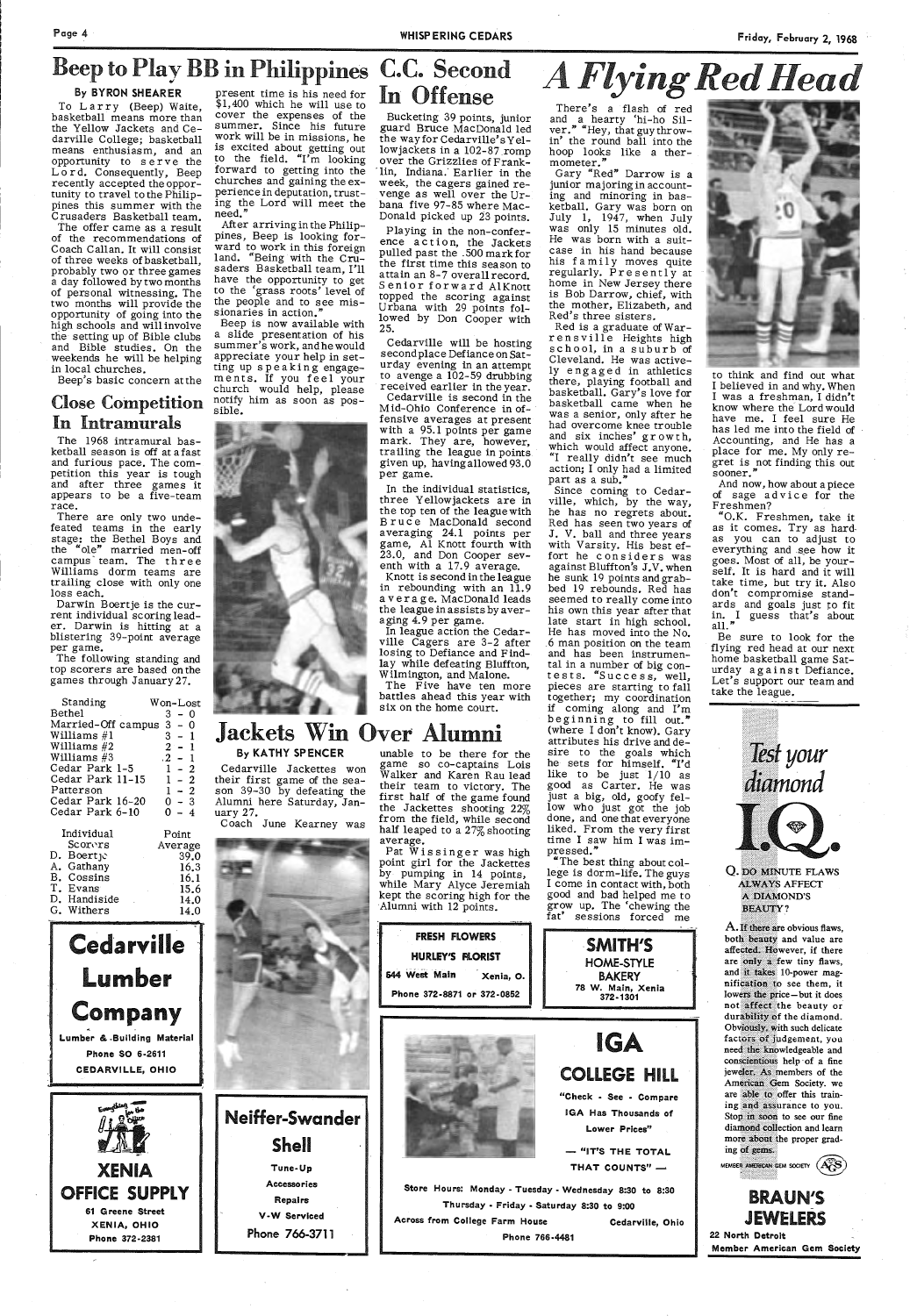# Beep to Play BB in Philippines

By BYRON SHEARER

To Larry (Beep) Waite, basketball means more than the Yellow Jackets and Cedarville College; basketball means enthusiasm, and an opportunity to serve the Lord. Consequently, Beep recently accepted the opportunity to travel to the Philippines this summer with the Crusaders Basketball team.

The offer came as a result of the recommendations of Coach Callan. It will consist of three weeks of basketball, probably two or three games a day followed by two months of personal witnessing. The two months will provide the opportunity of going into the high schools and will involve the setting up of Bible clubs and Bible studies. On the weekends he will be helping in local churches.

Beep's basic concern at the present time is his need for $1,400 which he will use to cover the expenses of the summer. Since his future work will be in missions, he is excited about getting out to the field. "I'm looking forward to getting into the churches and gaining the experience in deputation, trusting the Lord will meet the need."

After arriving in the Philippines, Beep is looking forward to work in this foreign land. "Being with the Crusaders Basketball team, I'll have the opportunity to get to the 'grass roots' level of the people and to see missionaries in action."

Beep is now available with a slide presentation of his summer's work, and he would appreciate your help in setting up speaking engagements. If you feel your church would help, please notify him as soon as possible.

## Close Competition In Intramurals

The 1968 intramural basketball season is off at a fast and furious pace. The competition this year is tough and after three games it appears to be a five-team race.

There are only two undefeated teams in the early stage; the Bethel Boys and the "ole" married men-off campus team. The three Williams dorm teams are trailing close with only one loss each.

Darwin Boertje is the current individual scoring leader. Darwin is hitting at a blistering 39-point average per game.

The following standing and top scorers are based on the games through January 27.

| Standing | Won-Lost |
|---|---|
| Bethel | 3 - 0 |
| Married-Off campus | 3 - 0 |
| Williams #1 | 3 - 1 |
| Williams #2 | 2 - 1 |
| Williams #3 | 2 - 1 |
| Cedar Park 1-5 | 1 - 2 |
| Cedar Park 11-15 | 1 - 2 |
| Patterson | 1 - 2 |
| Cedar Park 16-20 | 0 - 3 |
| Cedar Park 6-10 | 0 - 4 |

| Individual Scorers | Point Average |
|---|---|
| D. Boertje | 39.0 |
| A. Gathany | 16.3 |
| B. Cossins | 16.1 |
| T. Evans | 15.6 |
| D. Handiside | 14.0 |
| G. Withers | 14.0 |

# C.C. Second In Offense

Bucketing 39 points, junior guard Bruce MacDonald led the way for Cedarville's Yellowjackets in a 102-87 romp over the Grizzlies of Franklin, Indiana. Earlier in the week, the cagers gained revenge as well over the Urbana five 97-85 where MacDonald picked up 23 points.

Playing in the non-conference action, the Jackets pulled past the .500 mark for the first time this season to attain an 8-7 overall record. Senior forward Al Knott topped the scoring against Urbana with 29 points followed by Don Cooper with 25.

Cedarville will be hosting second place Defiance on Saturday evening in an attempt to avenge a 102-59 drubbing received earlier in the year.

Cedarville is second in the Mid-Ohio Conference in offensive averages at present with a 95.1 points per game mark. They are, however, trailing the league in points given up, having allowed 93.0 per game.

In the individual statistics, three Yellowjackets are in the top ten of the league with Bruce MacDonald second averaging 24.1 points per game, Al Knott fourth with 23.0, and Don Cooper seventh with a 17.9 average.

Knott is second in the league in rebounding with an 11.9 average. MacDonald leads the league in assists by averaging 4.9 per game.

In league action the Cedarville Cagers are 3-2 after losing to Defiance and Findlay while defeating Bluffton, Wilmington, and Malone.

The Five have ten more battles ahead this year with six on the home court.

# Jackets Win Over Alumni

By KATHY SPENCER

Cedarville Jackettes won their first game of the season 39-30 by defeating the Alumni here Saturday, January 27.

Coach June Kearney was unable to be there for the game so co-captains Lois Walker and Karen Rau lead their team to victory. The first half of the game found the Jackettes shooting 22% from the field, while second half leaped to a 27% shooting average.

Pat Wissinger was high point girl for the Jackettes by pumping in 14 points, while Mary Alyce Jeremiah kept the scoring high for the Alumni with 12 points.

# *A Flying Red Head*

There's a flash of red and a hearty 'hi-ho Silver." "Hey, that guy throwin' the round ball into the hoop looks like a thermometer."

Gary "Red" Darrow is a junior majoring in accounting and minoring in basketball. Gary was born on July 1, 1947, when July was only 15 minutes old. He was born with a suitcase in his hand because his family moves quite regularly. Presently at home in New Jersey there is Bob Darrow, chief, with the mother, Elizabeth, and Red's three sisters.

Red is a graduate of Warrensville Heights high school, in a suburb of Cleveland. He was actively engaged in athletics there, playing football and basketball. Gary's love for basketball came when he was a senior, only after he had overcome knee trouble and six inches' growth, which would affect anyone. "I really didn't see much action; I only had a limited part as a sub."

Since coming to Cedarville, which, by the way, he has no regrets about, Red has seen two years of J. V. ball and three years with Varsity. His best effort he considers was against Bluffton's J.V. when he sunk 19 points and grabbed 19 rebounds. Red has seemed to really come into his own this year after that late start in high school. He has moved into the No. 6 man position on the team and has been instrumental in a number of big contests. "Success, well, pieces are starting to fall together; my coordination if coming along and I'm beginning to fill out." (where I don't know). Gary attributes his drive and desire to the goals which he sets for himself. "I'd like to be just 1/10 as good as Carter. He was just a big, old, goofy fellow who just got the job done, and one that everyone liked. From the very first time I saw him I was impressed."

"The best thing about college is dorm-life. The guys I come in contact with, both good and bad helped me to grow up. The 'chewing the fat' sessions forced me to think and find out what I believed in and why. When I was a freshman, I didn't know where the Lord would have me. I feel sure He has led me into the field of Accounting, and He has a place for me. My only regret is not finding this out sooner."

And now, how about a piece of sage advice for the Freshmen?

"O.K. Freshmen, take it as it comes. Try as hard as you can to adjust to everything and see how it goes. Most of all, be yourself. It is hard and it will take time, but try it. Also don't compromise standards and goals just to fit in. I guess that's about all."

Be sure to look for the flying red head at our next home basketball game Saturday against Defiance. Let's support our team and take the league.

---

**Cedarville Lumber Company**
Lumber & Building Material
Phone SO 6-2611
CEDARVILLE, OHIO

---

Everything for the Office
**XENIA OFFICE SUPPLY**
61 Greene Street
XENIA, OHIO
Phone 372-2381

---

**Neiffer-Swander Shell**
Tune-Up
Accessories
Repairs
V-W Serviced
Phone 766-3711

---

**FRESH FLOWERS**
**HURLEY'S FLORIST**
544 West Main Xenia, O.
Phone 372-8871 or 372-0852

---

**SMITH'S**
HOME-STYLE
BAKERY
78 W. Main, Xenia
372-1301

---

**IGA**
**COLLEGE HILL**
"Check - See - Compare
IGA Has Thousands of
Lower Prices"
— "IT'S THE TOTAL
THAT COUNTS" —
Store Hours: Monday - Tuesday - Wednesday 8:30 to 8:30
Thursday - Friday - Saturday 8:30 to 9:00
Across from College Farm House Cedarville, Ohio
Phone 766-4481

---

*Test your diamond* **I.Q.**

Q. DO MINUTE FLAWS ALWAYS AFFECT A DIAMOND'S BEAUTY?

A. If there are obvious flaws, both beauty and value are affected. However, if there are only a few tiny flaws, and it takes 10-power magnification to see them, it lowers the price—but it does not affect the beauty or durability of the diamond. Obviously, with such delicate factors of judgement, you need the knowledgeable and conscientious help of a fine jeweler. As members of the American Gem Society, we are able to offer this training and assurance to you. Stop in soon to see our fine diamond collection and learn more about the proper grading of gems.

MEMBER AMERICAN GEM SOCIETY (AGS)

**BRAUN'S JEWELERS**
22 North Detroit
Member American Gem Society